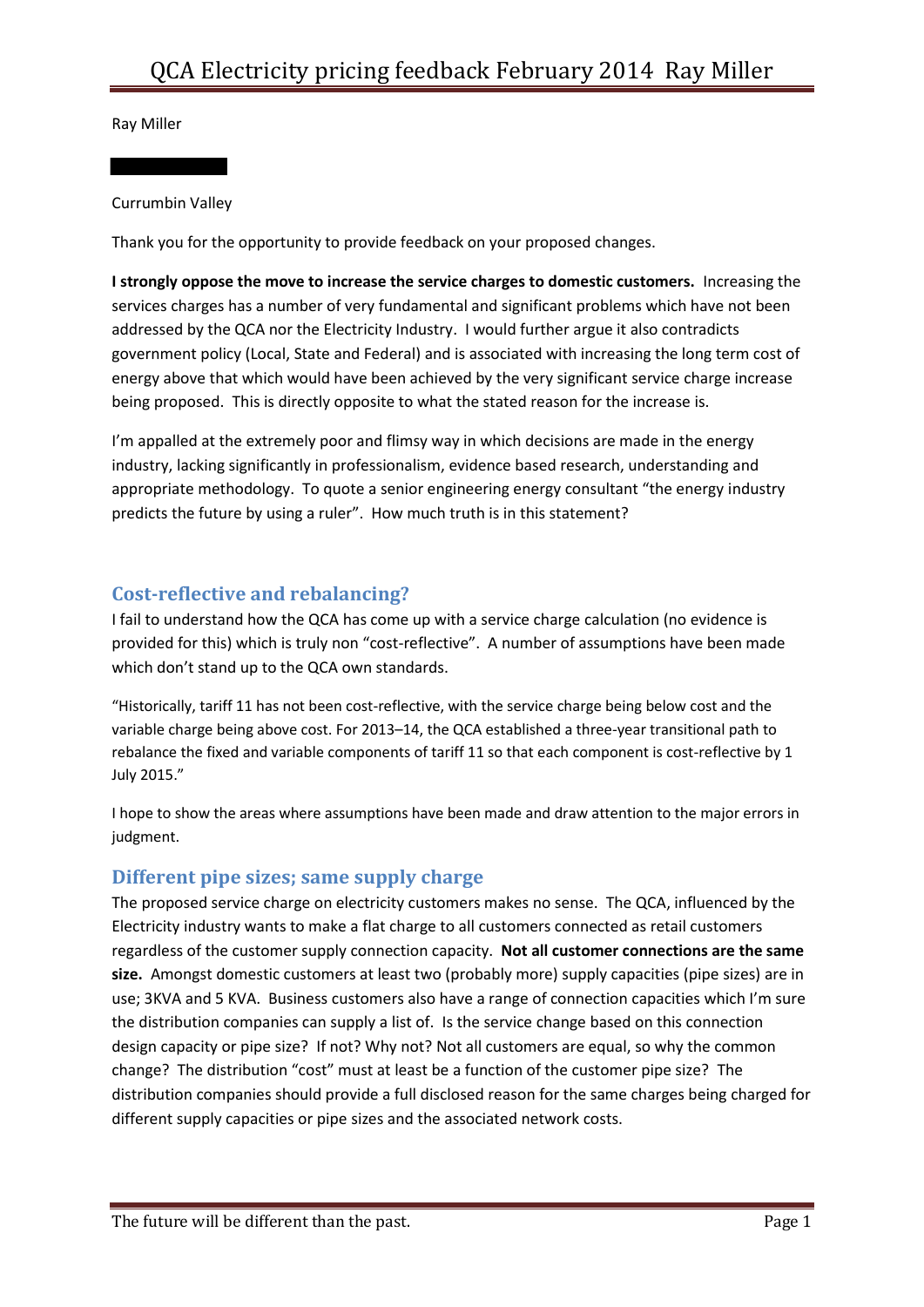Ray Miller

Currumbin Valley

Thank you for the opportunity to provide feedback on your proposed changes.

**I strongly oppose the move to increase the service charges to domestic customers.** Increasing the services charges has a number of very fundamental and significant problems which have not been addressed by the QCA nor the Electricity Industry. I would further argue it also contradicts government policy (Local, State and Federal) and is associated with increasing the long term cost of energy above that which would have been achieved by the very significant service charge increase being proposed. This is directly opposite to what the stated reason for the increase is.

I'm appalled at the extremely poor and flimsy way in which decisions are made in the energy industry, lacking significantly in professionalism, evidence based research, understanding and appropriate methodology. To quote a senior engineering energy consultant "the energy industry predicts the future by using a ruler". How much truth is in this statement?

## Cost-reflective and rebalancing?

I fail to understand how the QCA has come up with a service charge calculation (no evidence is provided for this) which is truly non "cost-reflective". A number of assumptions have been made which don't stand up to the QCA own standards.

"Historically, tariff 11 has not been cost-reflective, with the service charge being below cost and the variable charge being above cost. For 2013–14, the QCA established a three-year transitional path to rebalance the fixed and variable components of tariff 11 so that each component is cost-reflective by 1 July 2015."

I hope to show the areas where assumptions have been made and draw attention to the major errors in judgment.

## Different pipe sizes; same supply charge

The proposed service charge on electricity customers makes no sense. The QCA, influenced by the Electricity industry wants to make a flat charge to all customers connected as retail customers regardless of the customer supply connection capacity. **Not all customer connections are the same size.** Amongst domestic customers at least two (probably more) supply capacities (pipe sizes) are in use; 3KVA and 5 KVA. Business customers also have a range of connection capacities which I'm sure the distribution companies can supply a list of. Is the service change based on this connection design capacity or pipe size? If not? Why not? Not all customers are equal, so why the common change? The distribution "cost" must at least be a function of the customer pipe size? The distribution companies should provide a full disclosed reason for the same charges being charged for different supply capacities or pipe sizes and the associated network costs.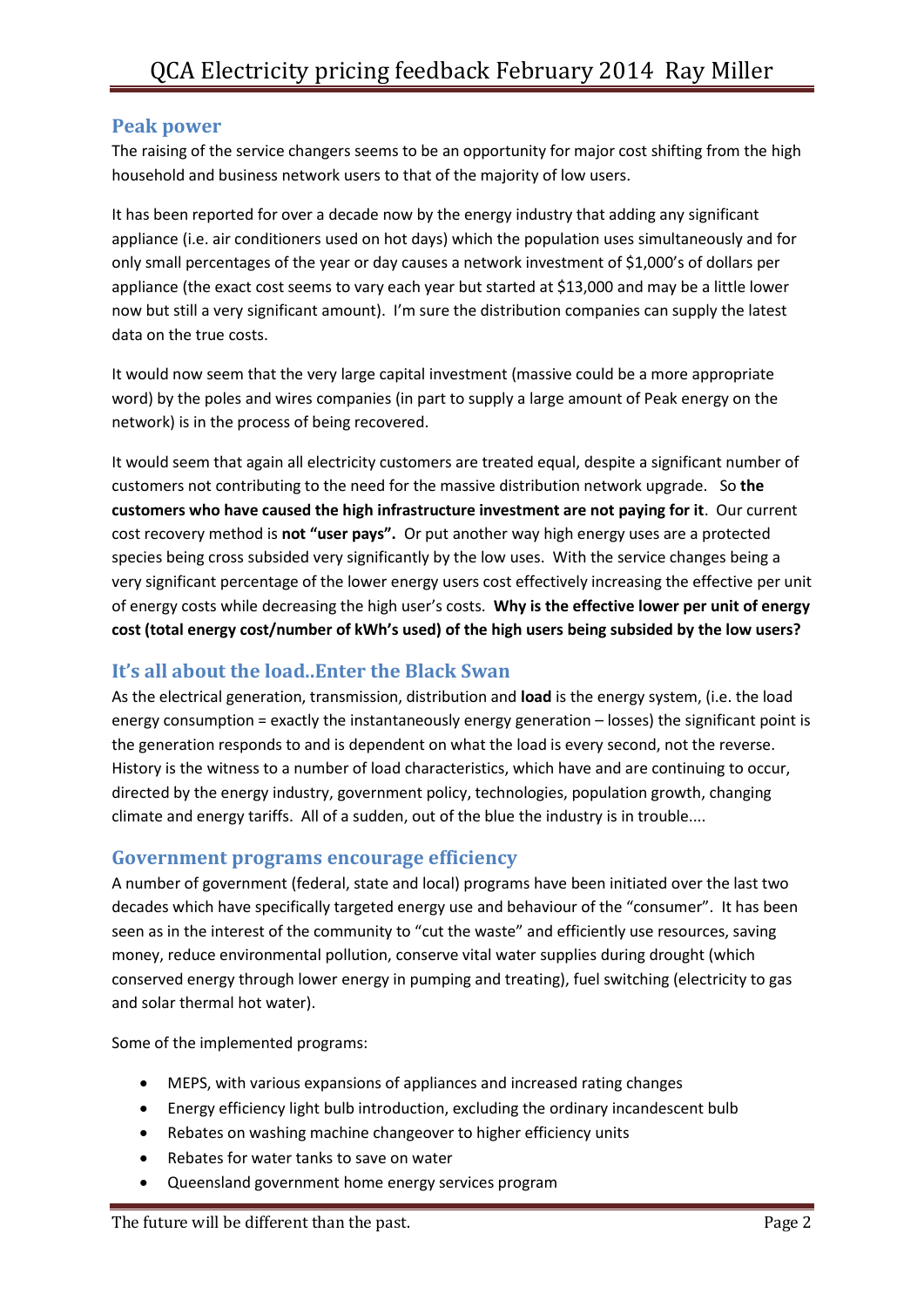## Peak power

The raising of the service changers seems to be an opportunity for major cost shifting from the high household and business network users to that of the majority of low users.

It has been reported for over a decade now by the energy industry that adding any significant appliance (i.e. air conditioners used on hot days) which the population uses simultaneously and for only small percentages of the year or day causes a network investment of $1,000's of dollars per appliance (the exact cost seems to vary each year but started at $13,000 and may be a little lower now but still a very significant amount). I'm sure the distribution companies can supply the latest data on the true costs.

It would now seem that the very large capital investment (massive could be a more appropriate word) by the poles and wires companies (in part to supply a large amount of Peak energy on the network) is in the process of being recovered.

It would seem that again all electricity customers are treated equal, despite a significant number of customers not contributing to the need for the massive distribution network upgrade. So **the customers who have caused the high infrastructure investment are not paying for it**. Our current cost recovery method is **not "user pays".** Or put another way high energy uses are a protected species being cross subsided very significantly by the low uses. With the service changes being a very significant percentage of the lower energy users cost effectively increasing the effective per unit of energy costs while decreasing the high user's costs. **Why is the effective lower per unit of energy cost (total energy cost/number of kWh's used) of the high users being subsided by the low users?**

## It's all about the load..Enter the Black Swan

As the electrical generation, transmission, distribution and **load** is the energy system, (i.e. the load energy consumption = exactly the instantaneously energy generation – losses) the significant point is the generation responds to and is dependent on what the load is every second, not the reverse. History is the witness to a number of load characteristics, which have and are continuing to occur, directed by the energy industry, government policy, technologies, population growth, changing climate and energy tariffs. All of a sudden, out of the blue the industry is in trouble....

## Government programs encourage efficiency

A number of government (federal, state and local) programs have been initiated over the last two decades which have specifically targeted energy use and behaviour of the "consumer". It has been seen as in the interest of the community to "cut the waste" and efficiently use resources, saving money, reduce environmental pollution, conserve vital water supplies during drought (which conserved energy through lower energy in pumping and treating), fuel switching (electricity to gas and solar thermal hot water).

Some of the implemented programs:

- MEPS, with various expansions of appliances and increased rating changes
- Energy efficiency light bulb introduction, excluding the ordinary incandescent bulb
- Rebates on washing machine changeover to higher efficiency units
- Rebates for water tanks to save on water
- Queensland government home energy services program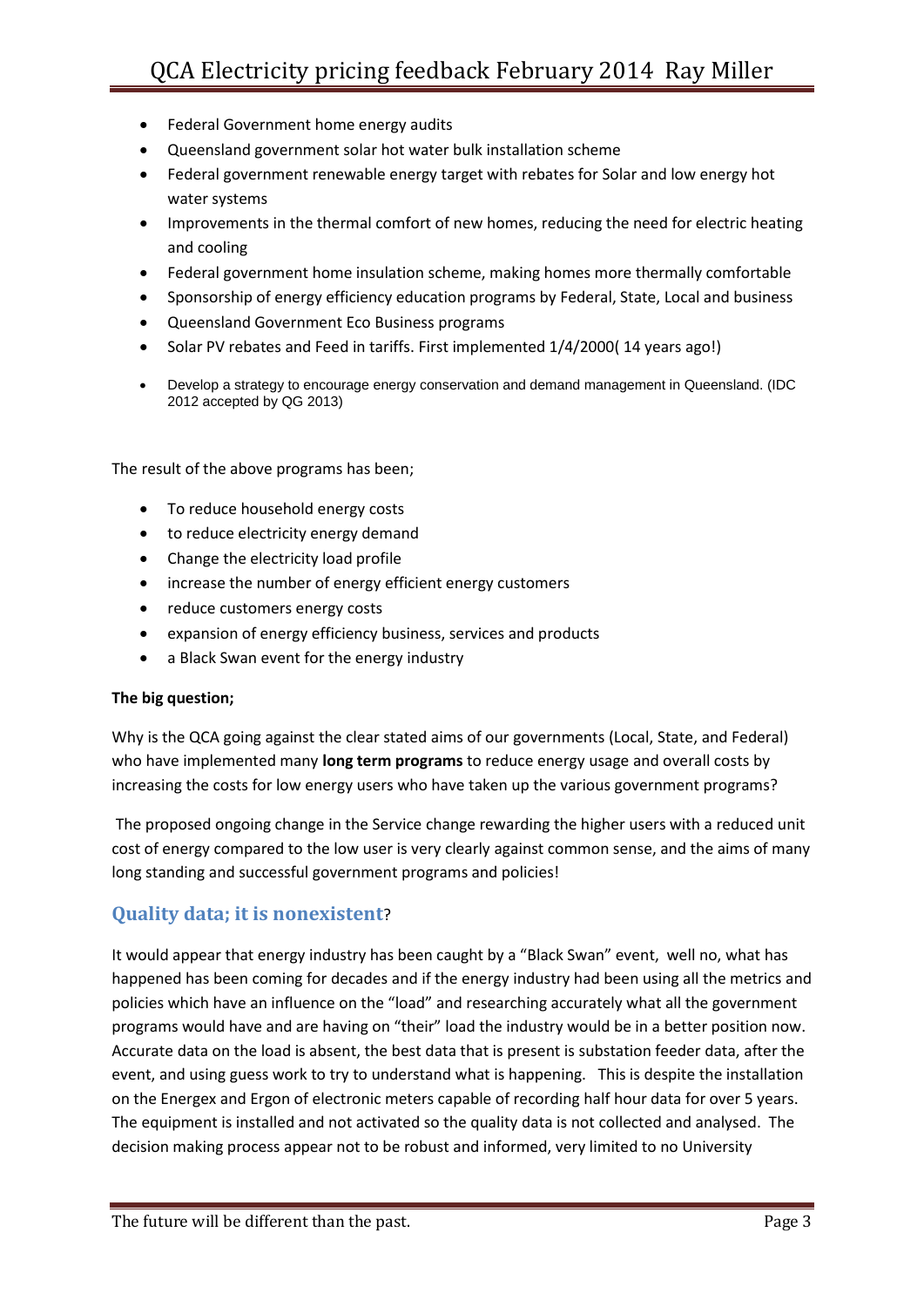- Federal Government home energy audits
- Queensland government solar hot water bulk installation scheme
- Federal government renewable energy target with rebates for Solar and low energy hot water systems
- Improvements in the thermal comfort of new homes, reducing the need for electric heating and cooling
- Federal government home insulation scheme, making homes more thermally comfortable
- Sponsorship of energy efficiency education programs by Federal, State, Local and business
- Queensland Government Eco Business programs
- Solar PV rebates and Feed in tariffs. First implemented 1/4/2000( 14 years ago!)
- Develop a strategy to encourage energy conservation and demand management in Queensland. (IDC 2012 accepted by QG 2013)

The result of the above programs has been;

- To reduce household energy costs
- to reduce electricity energy demand
- Change the electricity load profile
- increase the number of energy efficient energy customers
- reduce customers energy costs
- expansion of energy efficiency business, services and products
- a Black Swan event for the energy industry

**The big question;**

Why is the QCA going against the clear stated aims of our governments (Local, State, and Federal) who have implemented many **long term programs** to reduce energy usage and overall costs by increasing the costs for low energy users who have taken up the various government programs?

The proposed ongoing change in the Service change rewarding the higher users with a reduced unit cost of energy compared to the low user is very clearly against common sense, and the aims of many long standing and successful government programs and policies!

## Quality data; it is nonexistent?

It would appear that energy industry has been caught by a "Black Swan" event, well no, what has happened has been coming for decades and if the energy industry had been using all the metrics and policies which have an influence on the "load" and researching accurately what all the government programs would have and are having on "their" load the industry would be in a better position now. Accurate data on the load is absent, the best data that is present is substation feeder data, after the event, and using guess work to try to understand what is happening. This is despite the installation on the Energex and Ergon of electronic meters capable of recording half hour data for over 5 years. The equipment is installed and not activated so the quality data is not collected and analysed. The decision making process appear not to be robust and informed, very limited to no University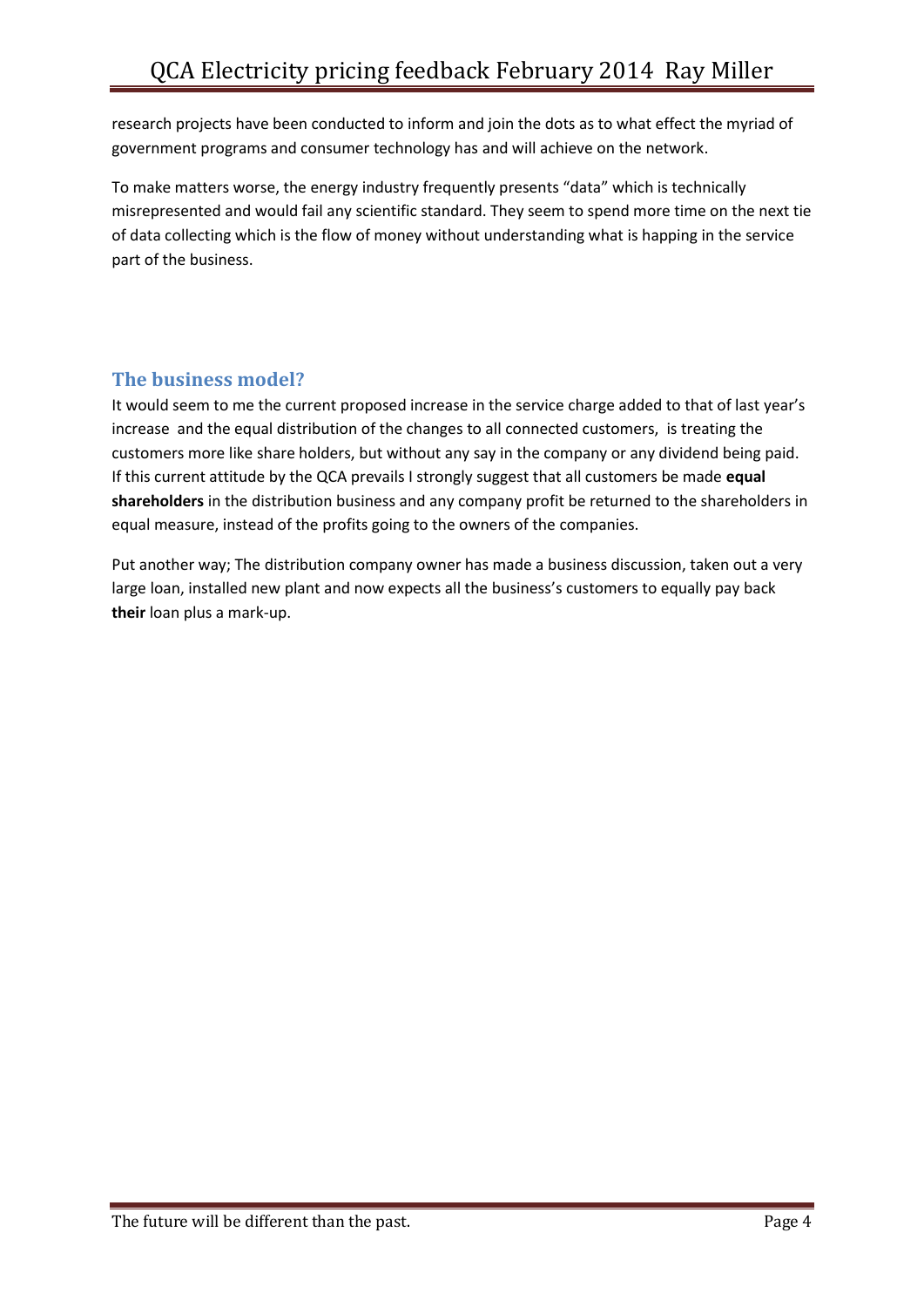research projects have been conducted to inform and join the dots as to what effect the myriad of government programs and consumer technology has and will achieve on the network.

To make matters worse, the energy industry frequently presents "data" which is technically misrepresented and would fail any scientific standard. They seem to spend more time on the next tie of data collecting which is the flow of money without understanding what is happing in the service part of the business.

## The business model?

It would seem to me the current proposed increase in the service charge added to that of last year's increase and the equal distribution of the changes to all connected customers, is treating the customers more like share holders, but without any say in the company or any dividend being paid. If this current attitude by the QCA prevails I strongly suggest that all customers be made **equal shareholders** in the distribution business and any company profit be returned to the shareholders in equal measure, instead of the profits going to the owners of the companies.

Put another way; The distribution company owner has made a business discussion, taken out a very large loan, installed new plant and now expects all the business's customers to equally pay back **their** loan plus a mark-up.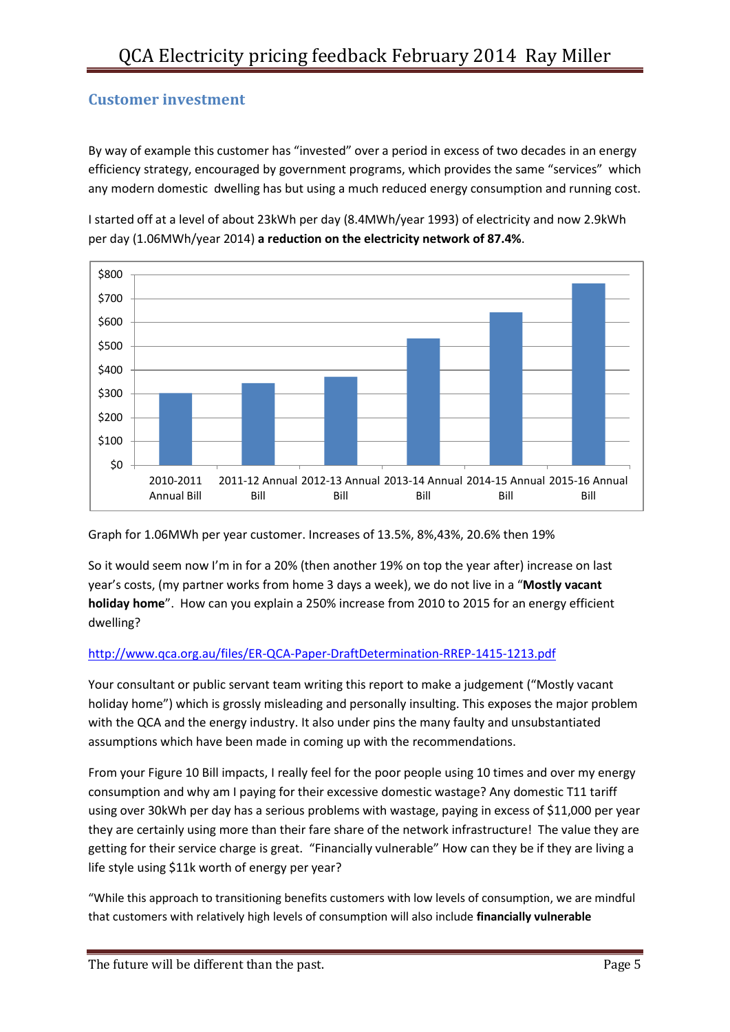## Customer investment

By way of example this customer has "invested" over a period in excess of two decades in an energy efficiency strategy, encouraged by government programs, which provides the same "services" which any modern domestic dwelling has but using a much reduced energy consumption and running cost.

I started off at a level of about 23kWh per day (8.4MWh/year 1993) of electricity and now 2.9kWh per day (1.06MWh/year 2014) **a reduction on the electricity network of 87.4%**.

Graph for 1.06MWh per year customer. Increases of 13.5%, 8%,43%, 20.6% then 19%

So it would seem now I'm in for a 20% (then another 19% on top the year after) increase on last year's costs, (my partner works from home 3 days a week), we do not live in a "**Mostly vacant holiday home**". How can you explain a 250% increase from 2010 to 2015 for an energy efficient dwelling?

http://www.qca.org.au/files/ER-QCA-Paper-DraftDetermination-RREP-1415-1213.pdf

Your consultant or public servant team writing this report to make a judgement ("Mostly vacant holiday home") which is grossly misleading and personally insulting. This exposes the major problem with the QCA and the energy industry. It also under pins the many faulty and unsubstantiated assumptions which have been made in coming up with the recommendations.

From your Figure 10 Bill impacts, I really feel for the poor people using 10 times and over my energy consumption and why am I paying for their excessive domestic wastage? Any domestic T11 tariff using over 30kWh per day has a serious problems with wastage, paying in excess of $11,000 per year they are certainly using more than their fare share of the network infrastructure! The value they are getting for their service charge is great. "Financially vulnerable" How can they be if they are living a life style using $11k worth of energy per year?

"While this approach to transitioning benefits customers with low levels of consumption, we are mindful that customers with relatively high levels of consumption will also include **financially vulnerable**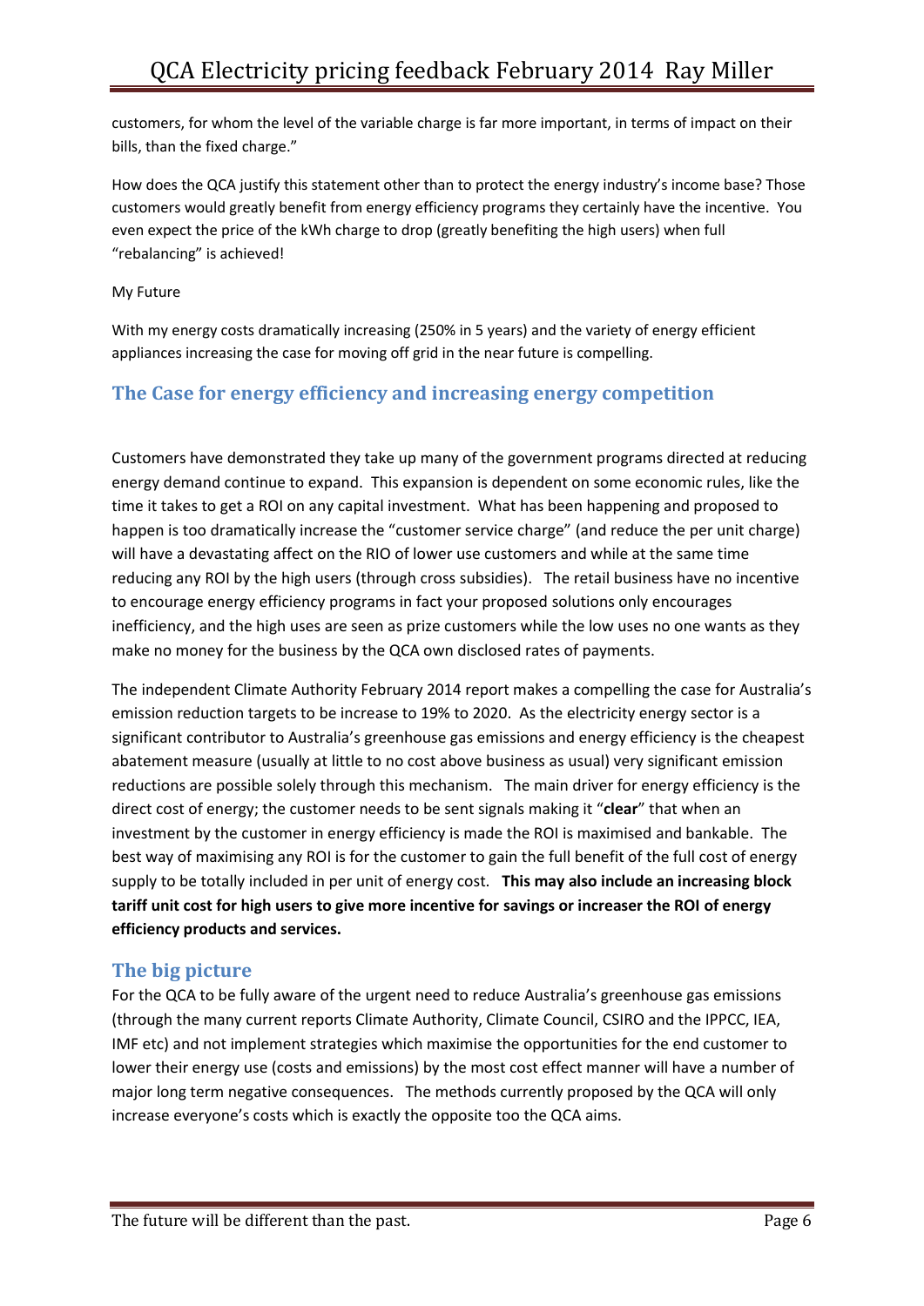customers, for whom the level of the variable charge is far more important, in terms of impact on their bills, than the fixed charge."

How does the QCA justify this statement other than to protect the energy industry's income base? Those customers would greatly benefit from energy efficiency programs they certainly have the incentive. You even expect the price of the kWh charge to drop (greatly benefiting the high users) when full "rebalancing" is achieved!

My Future

With my energy costs dramatically increasing (250% in 5 years) and the variety of energy efficient appliances increasing the case for moving off grid in the near future is compelling.

## The Case for energy efficiency and increasing energy competition

Customers have demonstrated they take up many of the government programs directed at reducing energy demand continue to expand. This expansion is dependent on some economic rules, like the time it takes to get a ROI on any capital investment. What has been happening and proposed to happen is too dramatically increase the "customer service charge" (and reduce the per unit charge) will have a devastating affect on the RIO of lower use customers and while at the same time reducing any ROI by the high users (through cross subsidies). The retail business have no incentive to encourage energy efficiency programs in fact your proposed solutions only encourages inefficiency, and the high uses are seen as prize customers while the low uses no one wants as they make no money for the business by the QCA own disclosed rates of payments.

The independent Climate Authority February 2014 report makes a compelling the case for Australia's emission reduction targets to be increase to 19% to 2020. As the electricity energy sector is a significant contributor to Australia's greenhouse gas emissions and energy efficiency is the cheapest abatement measure (usually at little to no cost above business as usual) very significant emission reductions are possible solely through this mechanism. The main driver for energy efficiency is the direct cost of energy; the customer needs to be sent signals making it "**clear**" that when an investment by the customer in energy efficiency is made the ROI is maximised and bankable. The best way of maximising any ROI is for the customer to gain the full benefit of the full cost of energy supply to be totally included in per unit of energy cost. **This may also include an increasing block tariff unit cost for high users to give more incentive for savings or increaser the ROI of energy efficiency products and services.**

## The big picture

For the QCA to be fully aware of the urgent need to reduce Australia's greenhouse gas emissions (through the many current reports Climate Authority, Climate Council, CSIRO and the IPPC, IEA, IMF etc) and not implement strategies which maximise the opportunities for the end customer to lower their energy use (costs and emissions) by the most cost effect manner will have a number of major long term negative consequences. The methods currently proposed by the QCA will only increase everyone's costs which is exactly the opposite too the QCA aims.